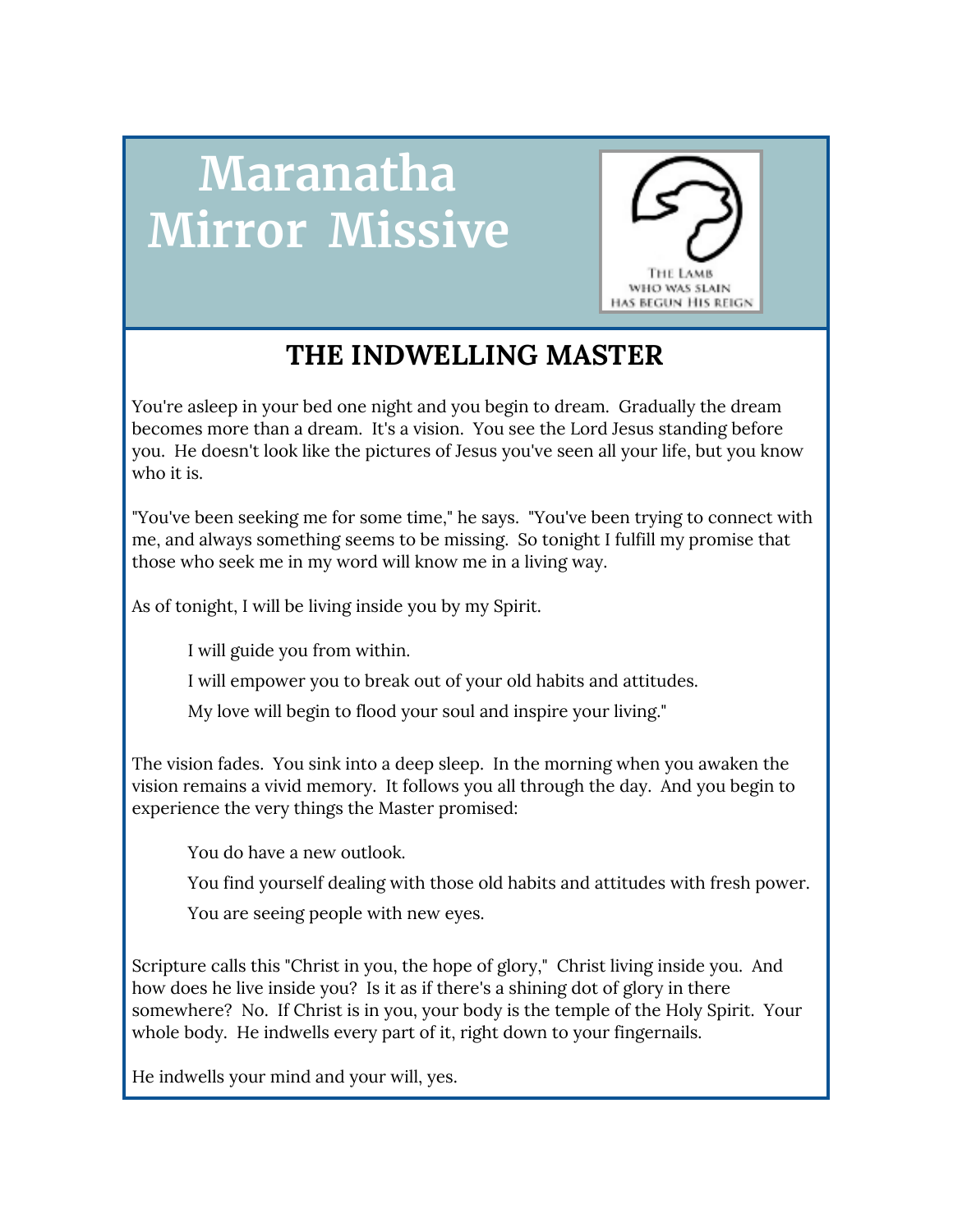# Maranatha Mirror Missive

THE LAMB WHO WAS SLAIN HAS BEGUN HIS REIGN

## THE INDWELLING MASTER

You're asleep in your bed one night and you begin to dream. Gradually the dream becomes more than a dream. It's a vision. You see the Lord Jesus standing before you. He doesn't look like the pictures of Jesus you've seen all your life, but you know who it is.

"You've been seeking me for some time," he says. "You've been trying to connect with me, and always something seems to be missing. So tonight I fulfill my promise that those who seek me in my word will know me in a living way.

As of tonight, I will be living inside you by my Spirit.

> I will guide you from within.
>
> I will empower you to break out of your old habits and attitudes.
>
> My love will begin to flood your soul and inspire your living."

The vision fades. You sink into a deep sleep. In the morning when you awaken the vision remains a vivid memory. It follows you all through the day. And you begin to experience the very things the Master promised:

> You do have a new outlook.
>
> You find yourself dealing with those old habits and attitudes with fresh power.
>
> You are seeing people with new eyes.

Scripture calls this "Christ in you, the hope of glory," Christ living inside you. And how does he live inside you? Is it as if there's a shining dot of glory in there somewhere? No. If Christ is in you, your body is the temple of the Holy Spirit. Your whole body. He indwells every part of it, right down to your fingernails.

He indwells your mind and your will, yes.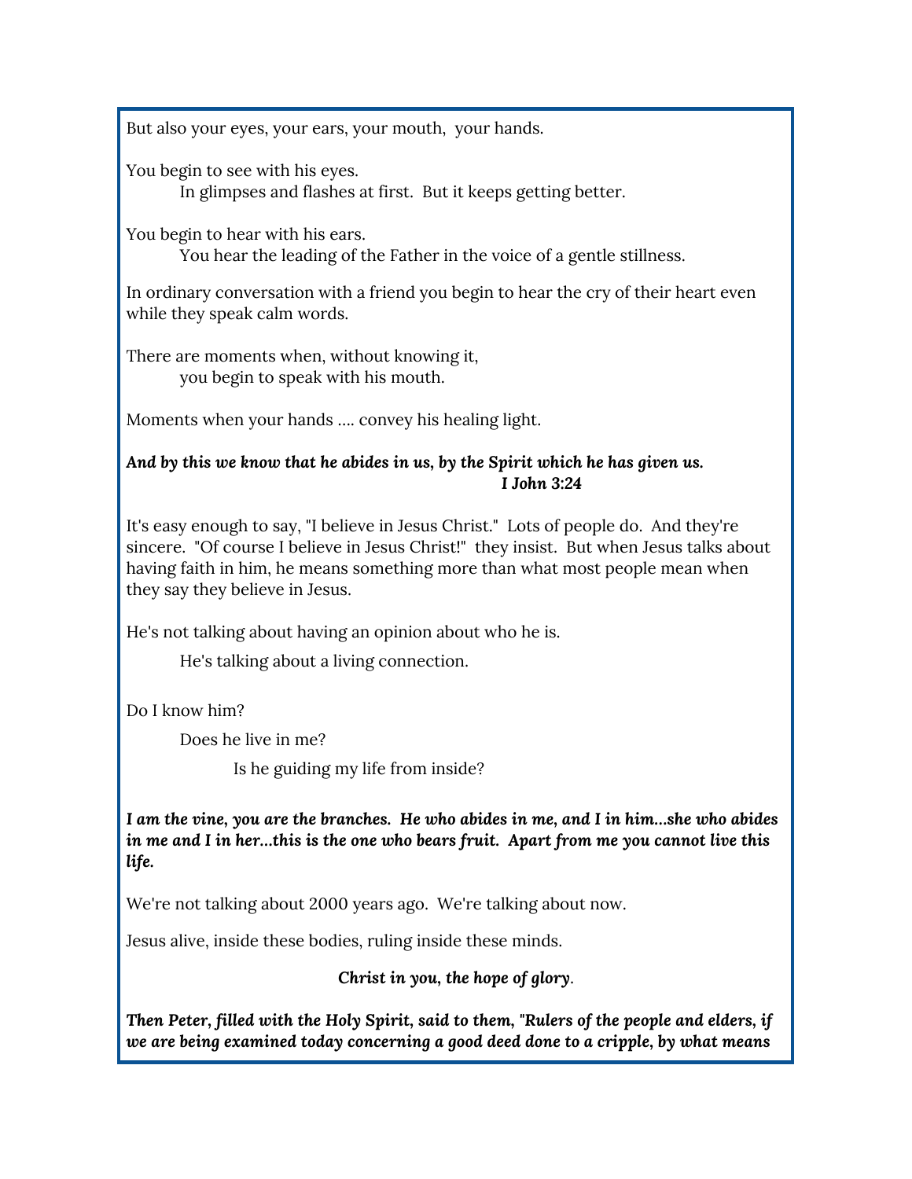But also your eyes, your ears, your mouth, your hands.

You begin to see with his eyes.
In glimpses and flashes at first. But it keeps getting better.

You begin to hear with his ears.
You hear the leading of the Father in the voice of a gentle stillness.

In ordinary conversation with a friend you begin to hear the cry of their heart even while they speak calm words.

There are moments when, without knowing it,
you begin to speak with his mouth.

Moments when your hands .... convey his healing light.

***And by this we know that he abides in us, by the Spirit which he has given us.***
***I John 3:24***

It's easy enough to say, "I believe in Jesus Christ." Lots of people do. And they're sincere. "Of course I believe in Jesus Christ!" they insist. But when Jesus talks about having faith in him, he means something more than what most people mean when they say they believe in Jesus.

He's not talking about having an opinion about who he is.

He's talking about a living connection.

Do I know him?

Does he live in me?

Is he guiding my life from inside?

***I am the vine, you are the branches. He who abides in me, and I in him...she who abides in me and I in her...this is the one who bears fruit. Apart from me you cannot live this life.***

We're not talking about 2000 years ago. We're talking about now.

Jesus alive, inside these bodies, ruling inside these minds.

***Christ in you, the hope of glory.***

***Then Peter, filled with the Holy Spirit, said to them, "Rulers of the people and elders, if we are being examined today concerning a good deed done to a cripple, by what means***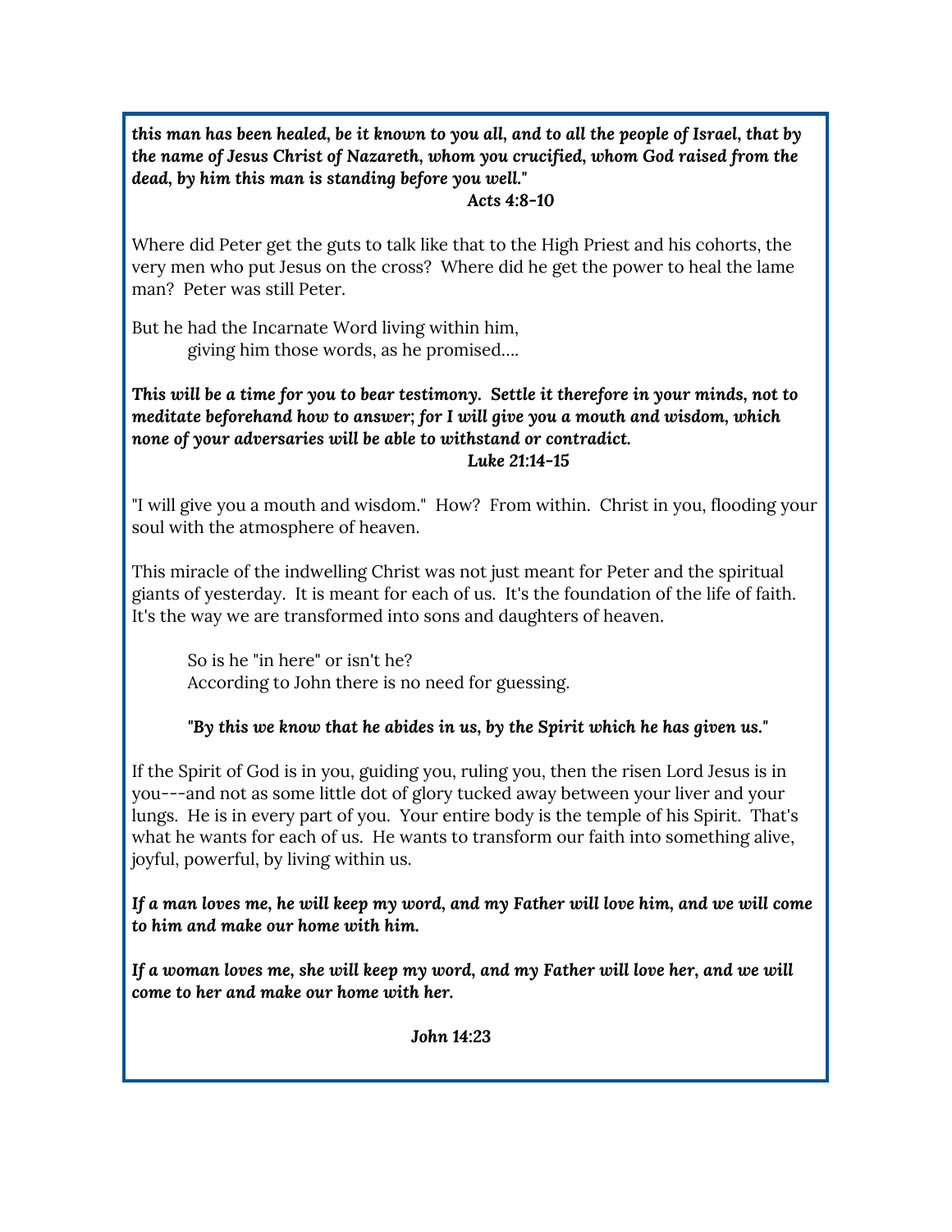***this man has been healed, be it known to you all, and to all the people of Israel, that by the name of Jesus Christ of Nazareth, whom you crucified, whom God raised from the dead, by him this man is standing before you well."***

**Acts 4:8-10**

Where did Peter get the guts to talk like that to the High Priest and his cohorts, the very men who put Jesus on the cross? Where did he get the power to heal the lame man? Peter was still Peter.

But he had the Incarnate Word living within him,
giving him those words, as he promised....

***This will be a time for you to bear testimony. Settle it therefore in your minds, not to meditate beforehand how to answer; for I will give you a mouth and wisdom, which none of your adversaries will be able to withstand or contradict.***

**Luke 21:14-15**

"I will give you a mouth and wisdom." How? From within. Christ in you, flooding your soul with the atmosphere of heaven.

This miracle of the indwelling Christ was not just meant for Peter and the spiritual giants of yesterday. It is meant for each of us. It's the foundation of the life of faith. It's the way we are transformed into sons and daughters of heaven.

So is he "in here" or isn't he?
According to John there is no need for guessing.

***"By this we know that he abides in us, by the Spirit which he has given us."***

If the Spirit of God is in you, guiding you, ruling you, then the risen Lord Jesus is in you---and not as some little dot of glory tucked away between your liver and your lungs. He is in every part of you. Your entire body is the temple of his Spirit. That's what he wants for each of us. He wants to transform our faith into something alive, joyful, powerful, by living within us.

***If a man loves me, he will keep my word, and my Father will love him, and we will come to him and make our home with him.***

***If a woman loves me, she will keep my word, and my Father will love her, and we will come to her and make our home with her.***

**John 14:23**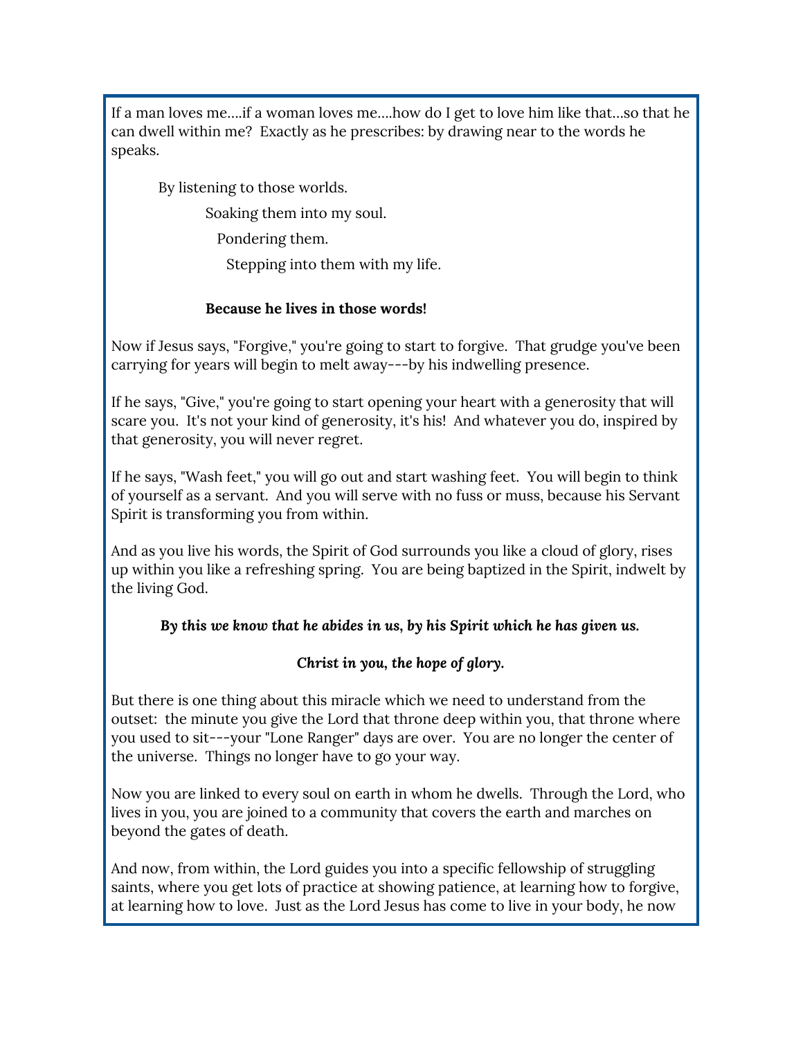If a man loves me....if a woman loves me....how do I get to love him like that...so that he can dwell within me? Exactly as he prescribes: by drawing near to the words he speaks.

By listening to those worlds.

Soaking them into my soul.

Pondering them.

Stepping into them with my life.

**Because he lives in those words!**

Now if Jesus says, "Forgive," you're going to start to forgive. That grudge you've been carrying for years will begin to melt away---by his indwelling presence.

If he says, "Give," you're going to start opening your heart with a generosity that will scare you. It's not your kind of generosity, it's his! And whatever you do, inspired by that generosity, you will never regret.

If he says, "Wash feet," you will go out and start washing feet. You will begin to think of yourself as a servant. And you will serve with no fuss or muss, because his Servant Spirit is transforming you from within.

And as you live his words, the Spirit of God surrounds you like a cloud of glory, rises up within you like a refreshing spring. You are being baptized in the Spirit, indwelt by the living God.

***By this we know that he abides in us, by his Spirit which he has given us.***

***Christ in you, the hope of glory.***

But there is one thing about this miracle which we need to understand from the outset: the minute you give the Lord that throne deep within you, that throne where you used to sit---your "Lone Ranger" days are over. You are no longer the center of the universe. Things no longer have to go your way.

Now you are linked to every soul on earth in whom he dwells. Through the Lord, who lives in you, you are joined to a community that covers the earth and marches on beyond the gates of death.

And now, from within, the Lord guides you into a specific fellowship of struggling saints, where you get lots of practice at showing patience, at learning how to forgive, at learning how to love. Just as the Lord Jesus has come to live in your body, he now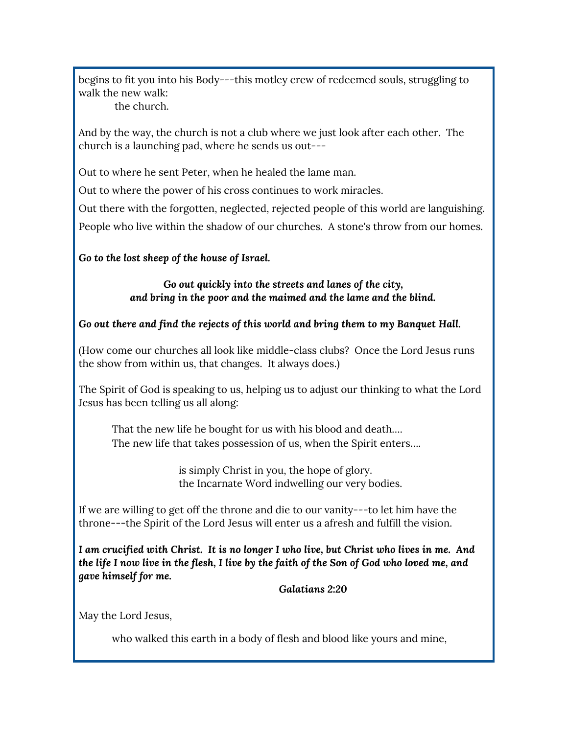begins to fit you into his Body---this motley crew of redeemed souls, struggling to walk the new walk:
the church.

And by the way, the church is not a club where we just look after each other. The church is a launching pad, where he sends us out---

Out to where he sent Peter, when he healed the lame man.

Out to where the power of his cross continues to work miracles.

Out there with the forgotten, neglected, rejected people of this world are languishing.

People who live within the shadow of our churches. A stone's throw from our homes.

***Go to the lost sheep of the house of Israel.***

***Go out quickly into the streets and lanes of the city,
and bring in the poor and the maimed and the lame and the blind.***

***Go out there and find the rejects of this world and bring them to my Banquet Hall.***

(How come our churches all look like middle-class clubs? Once the Lord Jesus runs the show from within us, that changes. It always does.)

The Spirit of God is speaking to us, helping us to adjust our thinking to what the Lord Jesus has been telling us all along:

That the new life he bought for us with his blood and death....
The new life that takes possession of us, when the Spirit enters....

is simply Christ in you, the hope of glory.
the Incarnate Word indwelling our very bodies.

If we are willing to get off the throne and die to our vanity---to let him have the throne---the Spirit of the Lord Jesus will enter us a afresh and fulfill the vision.

***I am crucified with Christ. It is no longer I who live, but Christ who lives in me. And the life I now live in the flesh, I live by the faith of the Son of God who loved me, and gave himself for me.***

***Galatians 2:20***

May the Lord Jesus,

who walked this earth in a body of flesh and blood like yours and mine,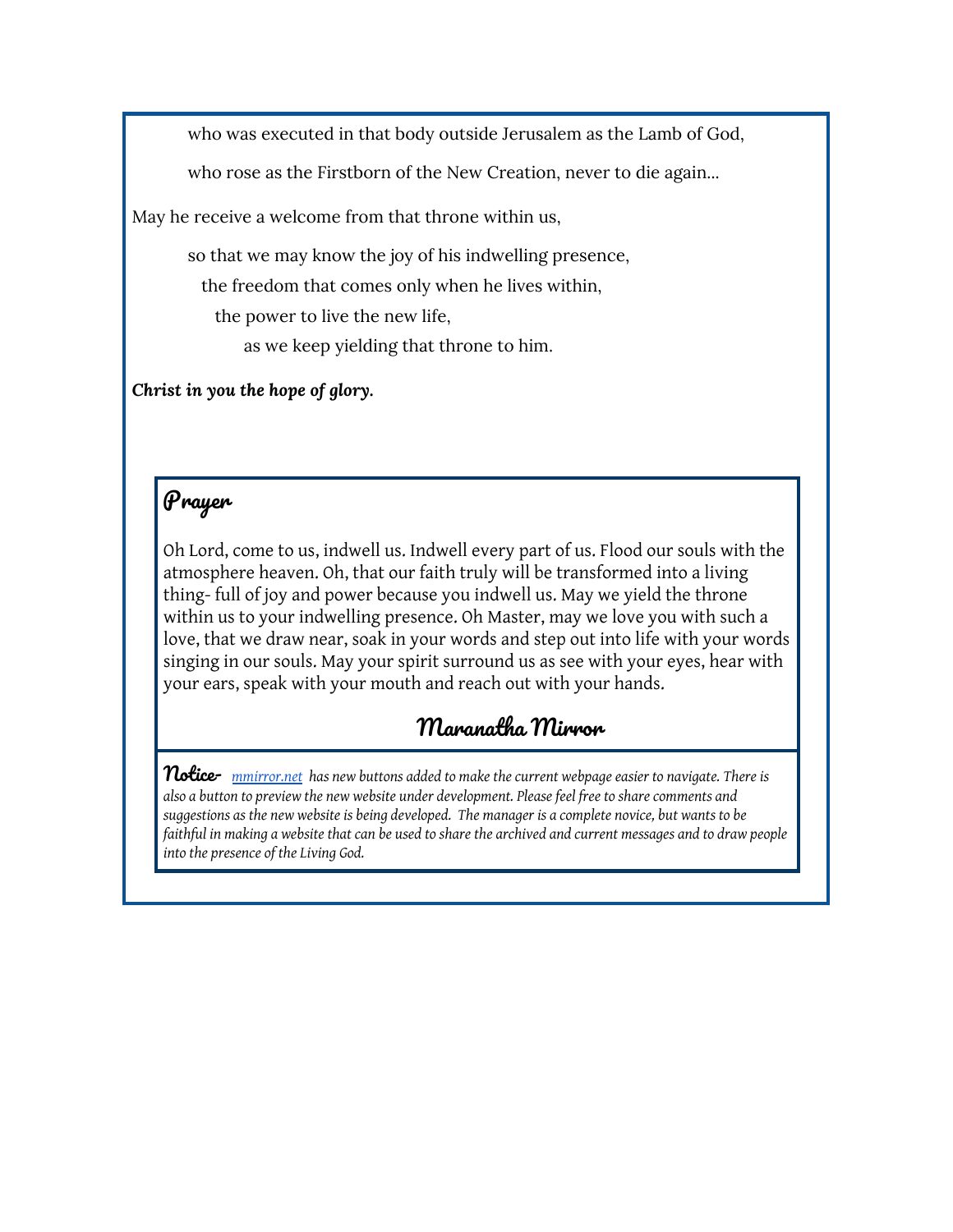who was executed in that body outside Jerusalem as the Lamb of God,

who rose as the Firstborn of the New Creation, never to die again...

May he receive a welcome from that throne within us,

so that we may know the joy of his indwelling presence,

the freedom that comes only when he lives within,

the power to live the new life,

as we keep yielding that throne to him.

***Christ in you the hope of glory.***

## Prayer

Oh Lord, come to us, indwell us. Indwell every part of us. Flood our souls with the atmosphere heaven. Oh, that our faith truly will be transformed into a living thing- full of joy and power because you indwell us. May we yield the throne within us to your indwelling presence. Oh Master, may we love you with such a love, that we draw near, soak in your words and step out into life with your words singing in our souls. May your spirit surround us as see with your eyes, hear with your ears, speak with your mouth and reach out with your hands.

**Maranatha Mirror**

**Notice-** *mmirror.net has new buttons added to make the current webpage easier to navigate. There is also a button to preview the new website under development. Please feel free to share comments and suggestions as the new website is being developed. The manager is a complete novice, but wants to be faithful in making a website that can be used to share the archived and current messages and to draw people into the presence of the Living God.*